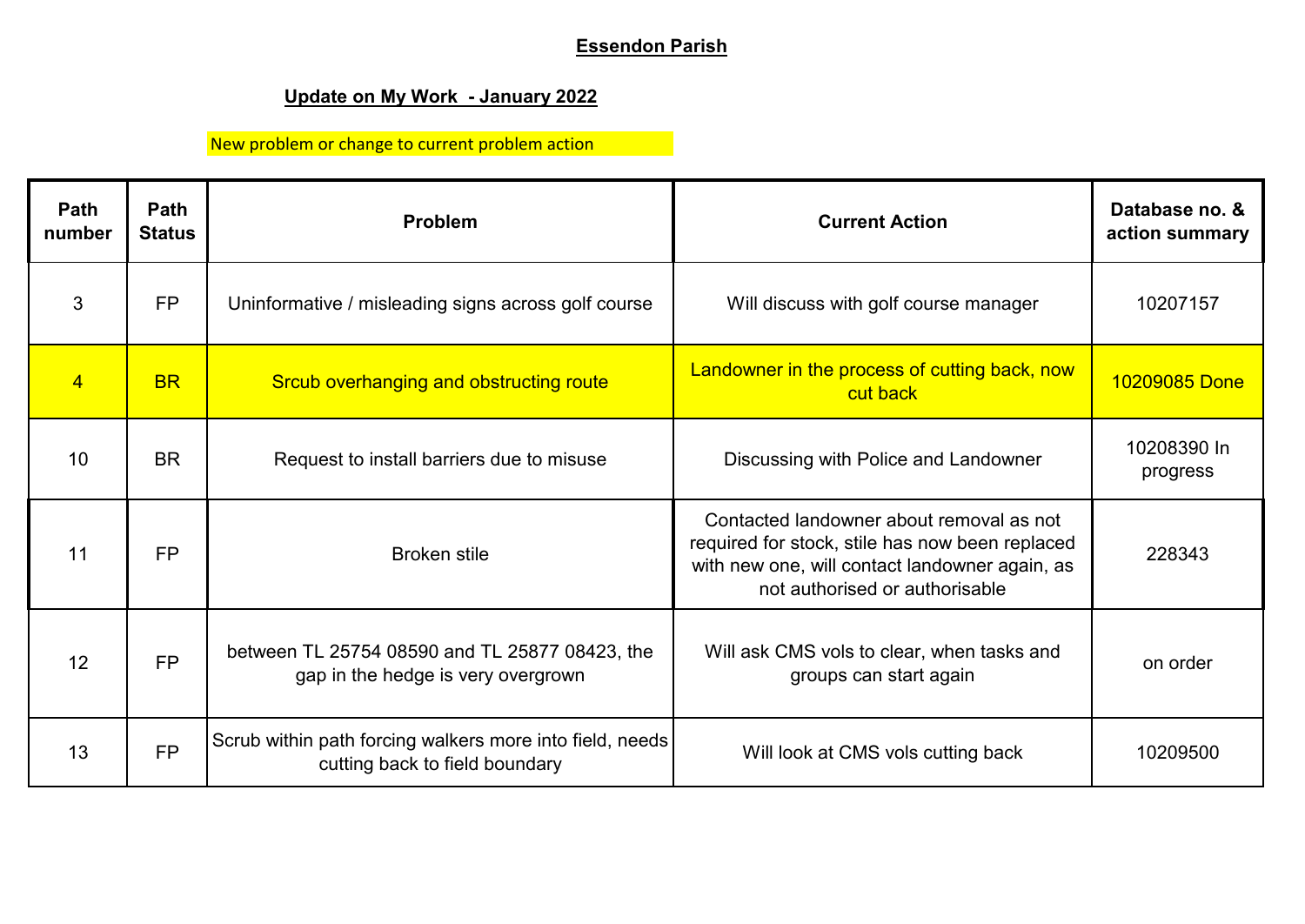**Essendon Parish**

**Update on My Work - January 2022**

New problem or change to current problem action

| Path number | Path Status | Problem | Current Action | Database no. & action summary |
|---|---|---|---|---|
| 3 | FP | Uninformative / misleading signs across golf course | Will discuss with golf course manager | 10207157 |
| 4 | BR | Srcub overhanging and obstructing route | Landowner in the process of cutting back, now cut back | 10209085 Done |
| 10 | BR | Request to install barriers due to misuse | Discussing with Police and Landowner | 10208390 In progress |
| 11 | FP | Broken stile | Contacted landowner about removal as not required for stock, stile has now been replaced with new one, will contact landowner again, as not authorised or authorisable | 228343 |
| 12 | FP | between TL 25754 08590 and TL 25877 08423, the gap in the hedge is very overgrown | Will ask CMS vols to clear, when tasks and groups can start again | on order |
| 13 | FP | Scrub within path forcing walkers more into field, needs cutting back to field boundary | Will look at CMS vols cutting back | 10209500 |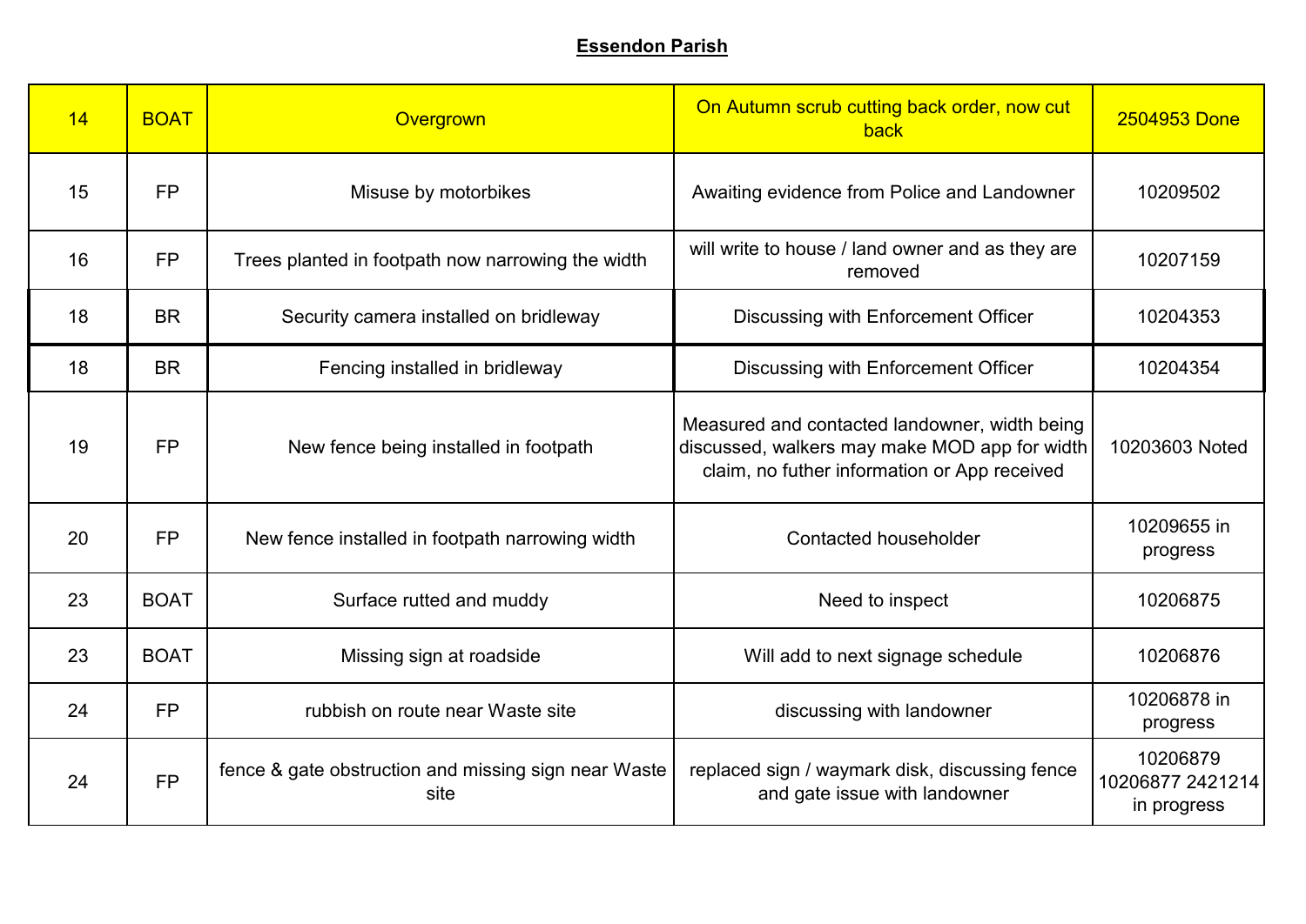**Essendon Parish**

| | | | | |
|---|---|---|---|---|
| 14 | BOAT | Overgrown | On Autumn scrub cutting back order, now cut back | 2504953 Done |
| 15 | FP | Misuse by motorbikes | Awaiting evidence from Police and Landowner | 10209502 |
| 16 | FP | Trees planted in footpath now narrowing the width | will write to house / land owner and as they are removed | 10207159 |
| 18 | BR | Security camera installed on bridleway | Discussing with Enforcement Officer | 10204353 |
| 18 | BR | Fencing installed in bridleway | Discussing with Enforcement Officer | 10204354 |
| 19 | FP | New fence being installed in footpath | Measured and contacted landowner, width being discussed, walkers may make MOD app for width claim, no futher information or App received | 10203603 Noted |
| 20 | FP | New fence installed in footpath narrowing width | Contacted householder | 10209655 in progress |
| 23 | BOAT | Surface rutted and muddy | Need to inspect | 10206875 |
| 23 | BOAT | Missing sign at roadside | Will add to next signage schedule | 10206876 |
| 24 | FP | rubbish on route near Waste site | discussing with landowner | 10206878 in progress |
| 24 | FP | fence & gate obstruction and missing sign near Waste site | replaced sign / waymark disk, discussing fence and gate issue with landowner | 10206879 10206877 2421214 in progress |